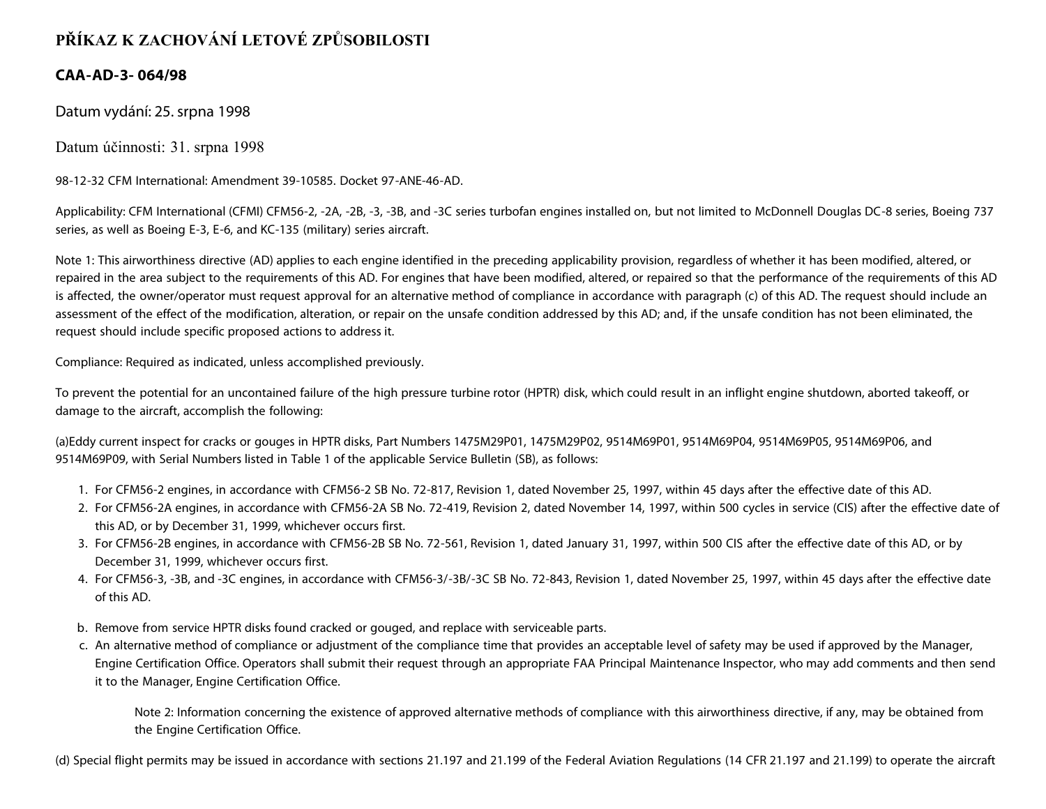# PŘÍKAZ K ZACHOVÁNÍ LETOVÉ ZPŮSOBILOSTI

## CAA-AD-3- 064/98

Datum vydání: 25. srpna 1998

Datum účinnosti: 31. srpna 1998

98-12-32 CFM International: Amendment 39-10585. Docket 97-ANE-46-AD.

Applicability: CFM International (CFMI) CFM56-2, -2A, -2B, -3, -3B, and -3C series turbofan engines installed on, but not limited to McDonnell Douglas DC-8 series, Boeing 737 series, as well as Boeing E-3, E-6, and KC-135 (military) series aircraft.

Note 1: This airworthiness directive (AD) applies to each engine identified in the preceding applicability provision, regardless of whether it has been modified, altered, or repaired in the area subject to the requirements of this AD. For engines that have been modified, altered, or repaired so that the performance of the requirements of this AD is affected, the owner/operator must request approval for an alternative method of compliance in accordance with paragraph (c) of this AD. The request should include an assessment of the effect of the modification, alteration, or repair on the unsafe condition addressed by this AD; and, if the unsafe condition has not been eliminated, the request should include specific proposed actions to address it.

Compliance: Required as indicated, unless accomplished previously.

To prevent the potential for an uncontained failure of the high pressure turbine rotor (HPTR) disk, which could result in an inflight engine shutdown, aborted takeoff, or damage to the aircraft, accomplish the following:

(a)Eddy current inspect for cracks or gouges in HPTR disks, Part Numbers 1475M29P01, 1475M29P02, 9514M69P01, 9514M69P04, 9514M69P05, 9514M69P06, and 9514M69P09, with Serial Numbers listed in Table 1 of the applicable Service Bulletin (SB), as follows:

1. For CFM56-2 engines, in accordance with CFM56-2 SB No. 72-817, Revision 1, dated November 25, 1997, within 45 days after the effective date of this AD.
2. For CFM56-2A engines, in accordance with CFM56-2A SB No. 72-419, Revision 2, dated November 14, 1997, within 500 cycles in service (CIS) after the effective date of this AD, or by December 31, 1999, whichever occurs first.
3. For CFM56-2B engines, in accordance with CFM56-2B SB No. 72-561, Revision 1, dated January 31, 1997, within 500 CIS after the effective date of this AD, or by December 31, 1999, whichever occurs first.
4. For CFM56-3, -3B, and -3C engines, in accordance with CFM56-3/-3B/-3C SB No. 72-843, Revision 1, dated November 25, 1997, within 45 days after the effective date of this AD.

b. Remove from service HPTR disks found cracked or gouged, and replace with serviceable parts.
c. An alternative method of compliance or adjustment of the compliance time that provides an acceptable level of safety may be used if approved by the Manager, Engine Certification Office. Operators shall submit their request through an appropriate FAA Principal Maintenance Inspector, who may add comments and then send it to the Manager, Engine Certification Office.

    Note 2: Information concerning the existence of approved alternative methods of compliance with this airworthiness directive, if any, may be obtained from the Engine Certification Office.

(d) Special flight permits may be issued in accordance with sections 21.197 and 21.199 of the Federal Aviation Regulations (14 CFR 21.197 and 21.199) to operate the aircraft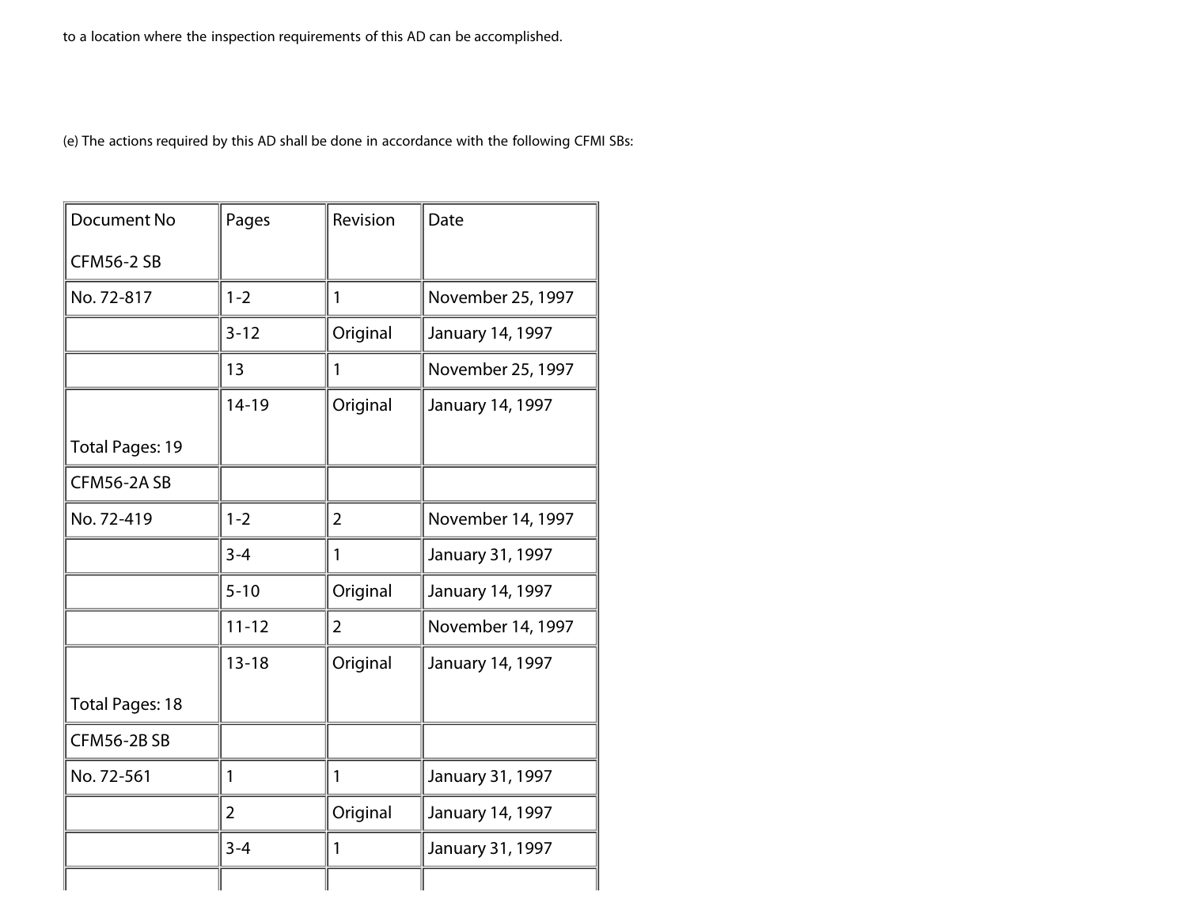to a location where the inspection requirements of this AD can be accomplished.

(e) The actions required by this AD shall be done in accordance with the following CFMI SBs:

| Document No CFM56-2 SB | Pages | Revision | Date |
|---|---|---|---|
| No. 72-817 | 1-2 | 1 | November 25, 1997 |
| | 3-12 | Original | January 14, 1997 |
| | 13 | 1 | November 25, 1997 |
| Total Pages: 19 | 14-19 | Original | January 14, 1997 |
| CFM56-2A SB | | | |
| No. 72-419 | 1-2 | 2 | November 14, 1997 |
| | 3-4 | 1 | January 31, 1997 |
| | 5-10 | Original | January 14, 1997 |
| | 11-12 | 2 | November 14, 1997 |
| Total Pages: 18 | 13-18 | Original | January 14, 1997 |
| CFM56-2B SB | | | |
| No. 72-561 | 1 | 1 | January 31, 1997 |
| | 2 | Original | January 14, 1997 |
| | 3-4 | 1 | January 31, 1997 |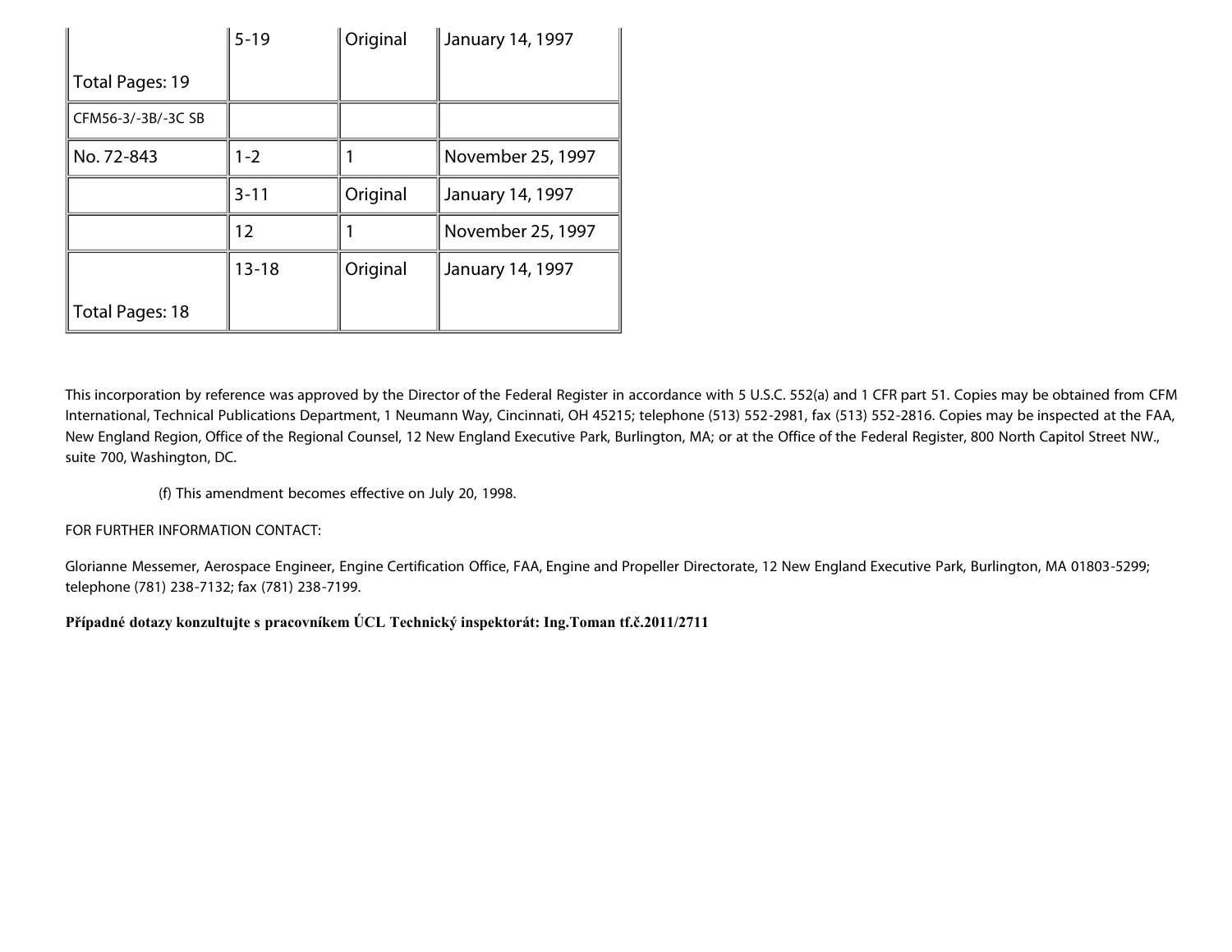| | | | |
|---|---|---|---|
| Total Pages: 19 | 5-19 | Original | January 14, 1997 |
| CFM56-3/-3B/-3C SB | | | |
| No. 72-843 | 1-2 | 1 | November 25, 1997 |
| | 3-11 | Original | January 14, 1997 |
| | 12 | 1 | November 25, 1997 |
| Total Pages: 18 | 13-18 | Original | January 14, 1997 |

This incorporation by reference was approved by the Director of the Federal Register in accordance with 5 U.S.C. 552(a) and 1 CFR part 51. Copies may be obtained from CFM International, Technical Publications Department, 1 Neumann Way, Cincinnati, OH 45215; telephone (513) 552-2981, fax (513) 552-2816. Copies may be inspected at the FAA, New England Region, Office of the Regional Counsel, 12 New England Executive Park, Burlington, MA; or at the Office of the Federal Register, 800 North Capitol Street NW., suite 700, Washington, DC.

(f) This amendment becomes effective on July 20, 1998.

FOR FURTHER INFORMATION CONTACT:

Glorianne Messemer, Aerospace Engineer, Engine Certification Office, FAA, Engine and Propeller Directorate, 12 New England Executive Park, Burlington, MA 01803-5299; telephone (781) 238-7132; fax (781) 238-7199.

**Případné dotazy konzultujte s pracovníkem ÚCL Technický inspektorát: Ing.Toman tf.č.2011/2711**